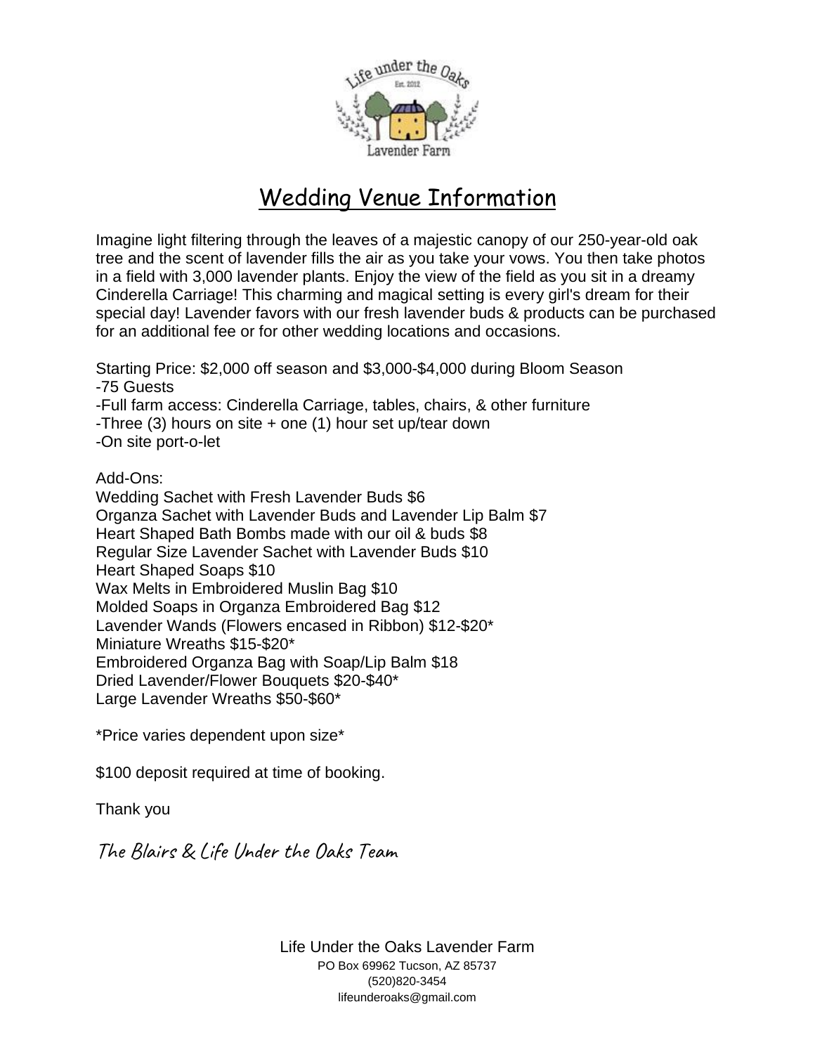Life under the Oaks
Est. 2012
Lavender Farm

# Wedding Venue Information

Imagine light filtering through the leaves of a majestic canopy of our 250-year-old oak tree and the scent of lavender fills the air as you take your vows. You then take photos in a field with 3,000 lavender plants. Enjoy the view of the field as you sit in a dreamy Cinderella Carriage! This charming and magical setting is every girl's dream for their special day! Lavender favors with our fresh lavender buds & products can be purchased for an additional fee or for other wedding locations and occasions.

Starting Price: $2,000 off season and $3,000-$4,000 during Bloom Season
-75 Guests
-Full farm access: Cinderella Carriage, tables, chairs, & other furniture
-Three (3) hours on site + one (1) hour set up/tear down
-On site port-o-let

Add-Ons:
Wedding Sachet with Fresh Lavender Buds $6
Organza Sachet with Lavender Buds and Lavender Lip Balm $7
Heart Shaped Bath Bombs made with our oil & buds $8
Regular Size Lavender Sachet with Lavender Buds $10
Heart Shaped Soaps $10
Wax Melts in Embroidered Muslin Bag $10
Molded Soaps in Organza Embroidered Bag $12
Lavender Wands (Flowers encased in Ribbon) $12-$20*
Miniature Wreaths $15-$20*
Embroidered Organza Bag with Soap/Lip Balm $18
Dried Lavender/Flower Bouquets $20-$40*
Large Lavender Wreaths $50-$60*

*Price varies dependent upon size*

$100 deposit required at time of booking.

Thank you

*The Blairs & Life Under the Oaks Team*

Life Under the Oaks Lavender Farm
PO Box 69962 Tucson, AZ 85737
(520)820-3454
lifeunderoaks@gmail.com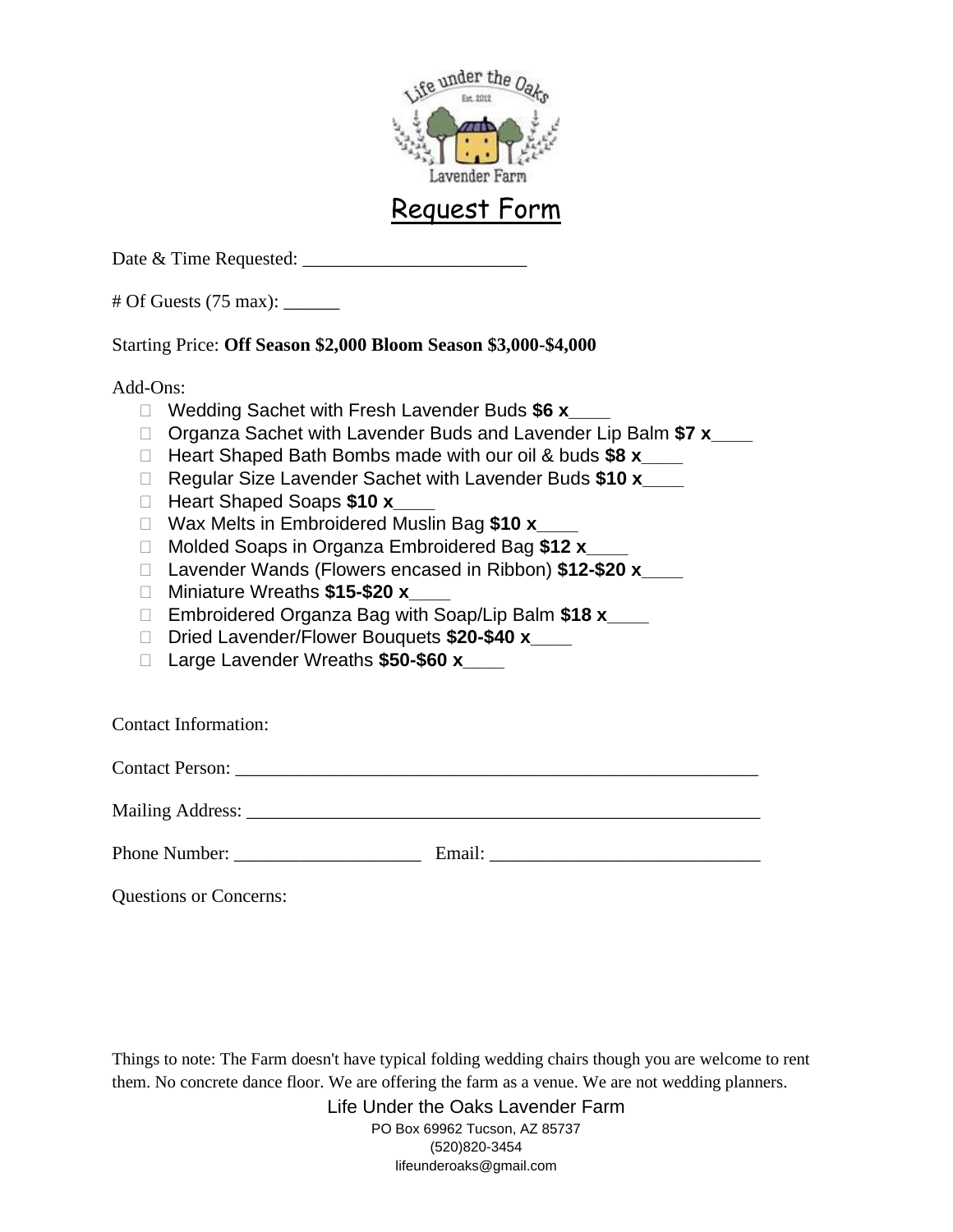# Request Form

Date & Time Requested: ________________________

# Of Guests (75 max): ______

Starting Price: **Off Season $2,000 Bloom Season $3,000-$4,000**

Add-Ons:

- ☐ Wedding Sachet with Fresh Lavender Buds **$6 x**____
- ☐ Organza Sachet with Lavender Buds and Lavender Lip Balm **$7 x**____
- ☐ Heart Shaped Bath Bombs made with our oil & buds **$8 x**____
- ☐ Regular Size Lavender Sachet with Lavender Buds **$10 x**____
- ☐ Heart Shaped Soaps **$10 x**____
- ☐ Wax Melts in Embroidered Muslin Bag **$10 x**____
- ☐ Molded Soaps in Organza Embroidered Bag **$12 x**____
- ☐ Lavender Wands (Flowers encased in Ribbon) **$12-$20 x**____
- ☐ Miniature Wreaths **$15-$20 x**____
- ☐ Embroidered Organza Bag with Soap/Lip Balm **$18 x**____
- ☐ Dried Lavender/Flower Bouquets **$20-$40 x**____
- ☐ Large Lavender Wreaths **$50-$60 x**____

Contact Information:

Contact Person: ________________________________________________________

Mailing Address: ________________________________________________________

Phone Number: ____________________ Email: ____________________________

Questions or Concerns:

Things to note: The Farm doesn't have typical folding wedding chairs though you are welcome to rent them. No concrete dance floor. We are offering the farm as a venue. We are not wedding planners.

Life Under the Oaks Lavender Farm
PO Box 69962 Tucson, AZ 85737
(520)820-3454
lifeunderoaks@gmail.com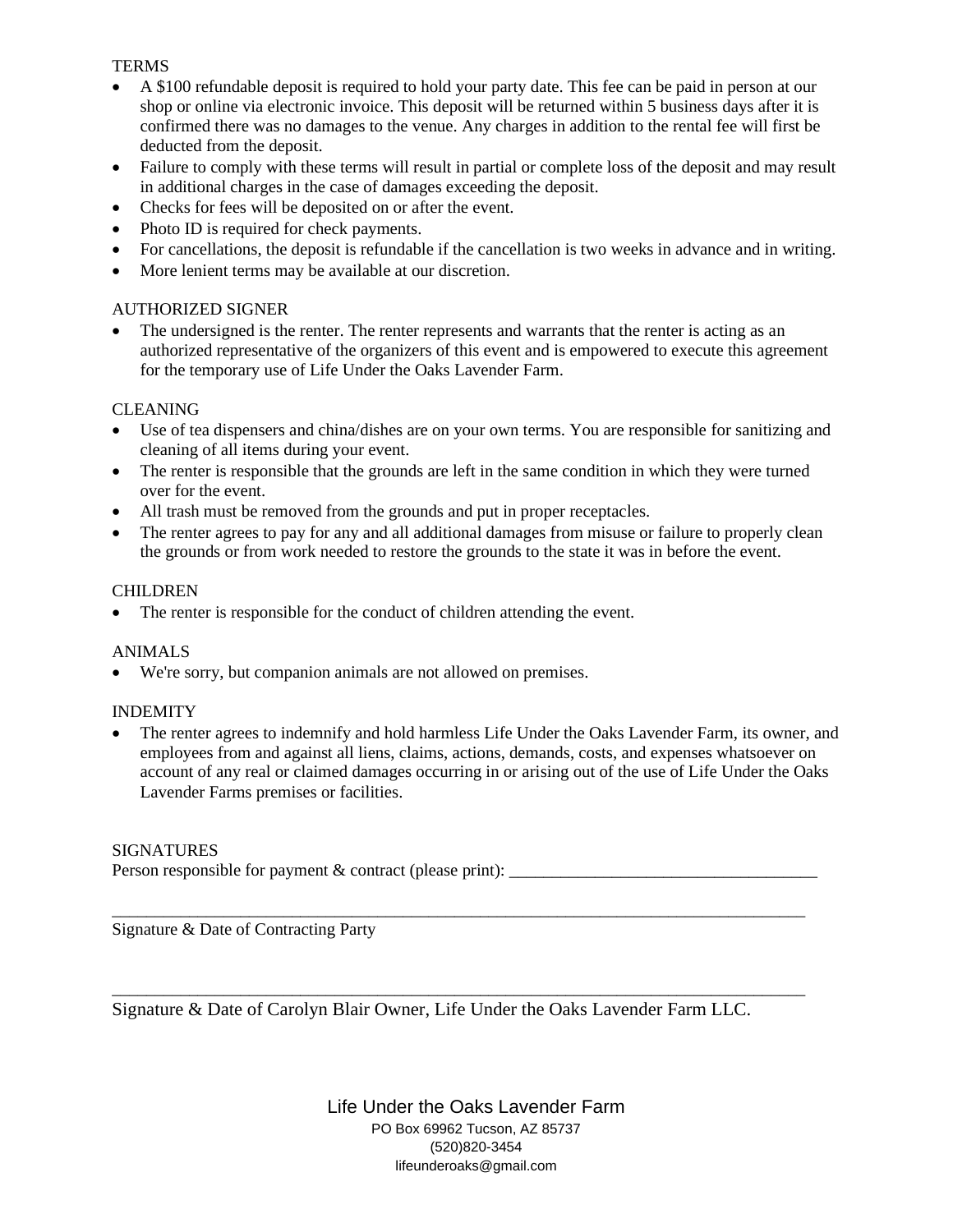TERMS

- A $100 refundable deposit is required to hold your party date. This fee can be paid in person at our shop or online via electronic invoice. This deposit will be returned within 5 business days after it is confirmed there was no damages to the venue. Any charges in addition to the rental fee will first be deducted from the deposit.
- Failure to comply with these terms will result in partial or complete loss of the deposit and may result in additional charges in the case of damages exceeding the deposit.
- Checks for fees will be deposited on or after the event.
- Photo ID is required for check payments.
- For cancellations, the deposit is refundable if the cancellation is two weeks in advance and in writing.
- More lenient terms may be available at our discretion.

AUTHORIZED SIGNER

- The undersigned is the renter. The renter represents and warrants that the renter is acting as an authorized representative of the organizers of this event and is empowered to execute this agreement for the temporary use of Life Under the Oaks Lavender Farm.

CLEANING

- Use of tea dispensers and china/dishes are on your own terms. You are responsible for sanitizing and cleaning of all items during your event.
- The renter is responsible that the grounds are left in the same condition in which they were turned over for the event.
- All trash must be removed from the grounds and put in proper receptacles.
- The renter agrees to pay for any and all additional damages from misuse or failure to properly clean the grounds or from work needed to restore the grounds to the state it was in before the event.

CHILDREN

- The renter is responsible for the conduct of children attending the event.

ANIMALS

- We're sorry, but companion animals are not allowed on premises.

INDEMITY

- The renter agrees to indemnify and hold harmless Life Under the Oaks Lavender Farm, its owner, and employees from and against all liens, claims, actions, demands, costs, and expenses whatsoever on account of any real or claimed damages occurring in or arising out of the use of Life Under the Oaks Lavender Farms premises or facilities.

SIGNATURES

Person responsible for payment & contract (please print): ____________________________________

_________________________________________________________________________________

Signature & Date of Contracting Party

_________________________________________________________________________________

Signature & Date of Carolyn Blair Owner, Life Under the Oaks Lavender Farm LLC.

Life Under the Oaks Lavender Farm
PO Box 69962 Tucson, AZ 85737
(520)820-3454
lifeunderoaks@gmail.com